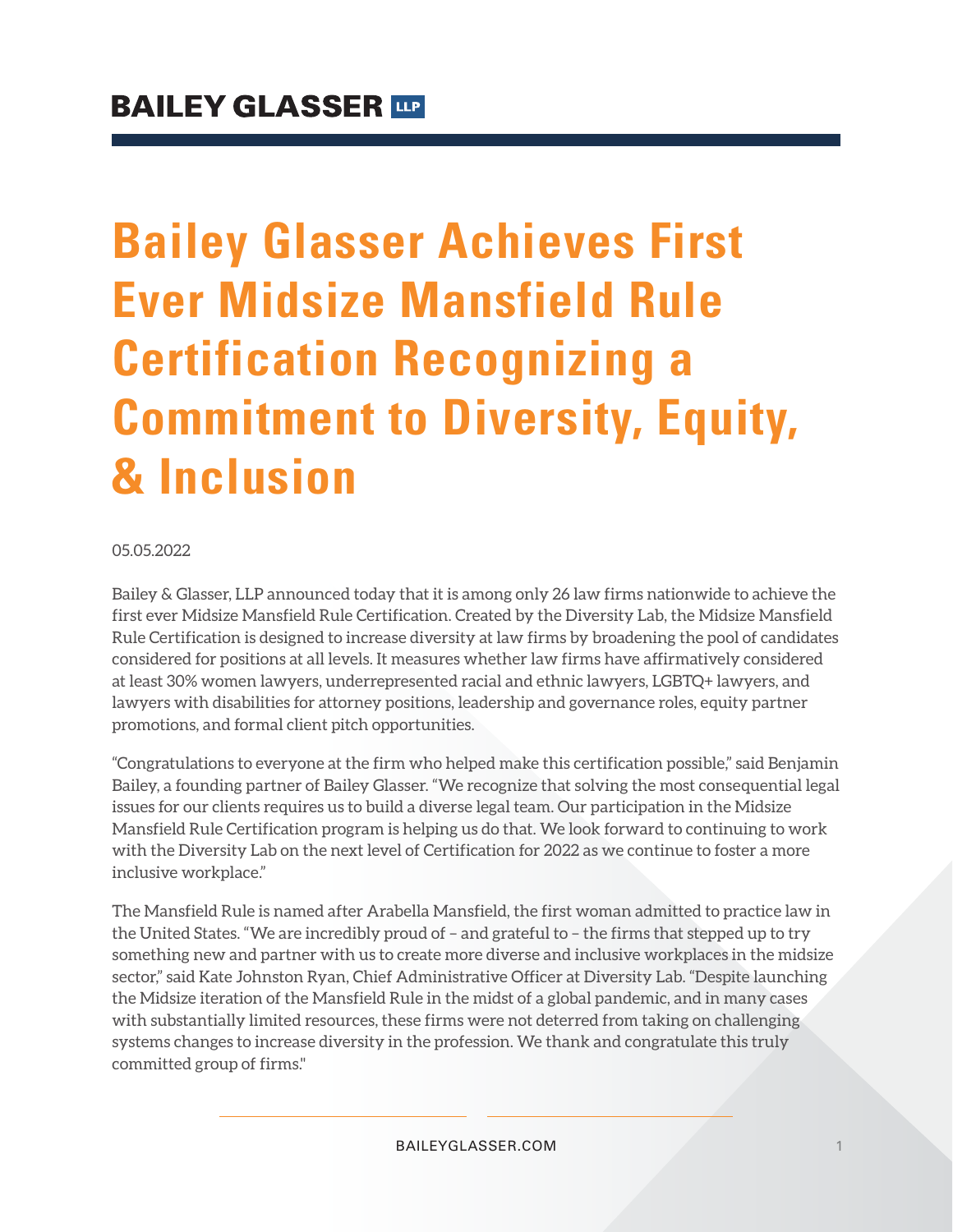# Bailey Glasser Achieves First Ever Midsize Mansfield Rule Certification Recognizing a Commitment to Diversity, Equity, & Inclusion

05.05.2022

Bailey & Glasser, LLP announced today that it is among only 26 law firms nationwide to achieve the first ever Midsize Mansfield Rule Certification. Created by the Diversity Lab, the Midsize Mansfield Rule Certification is designed to increase diversity at law firms by broadening the pool of candidates considered for positions at all levels. It measures whether law firms have affirmatively considered at least 30% women lawyers, underrepresented racial and ethnic lawyers, LGBTQ+ lawyers, and lawyers with disabilities for attorney positions, leadership and governance roles, equity partner promotions, and formal client pitch opportunities.

"Congratulations to everyone at the firm who helped make this certification possible," said Benjamin Bailey, a founding partner of Bailey Glasser. "We recognize that solving the most consequential legal issues for our clients requires us to build a diverse legal team. Our participation in the Midsize Mansfield Rule Certification program is helping us do that. We look forward to continuing to work with the Diversity Lab on the next level of Certification for 2022 as we continue to foster a more inclusive workplace."

The Mansfield Rule is named after Arabella Mansfield, the first woman admitted to practice law in the United States. "We are incredibly proud of – and grateful to – the firms that stepped up to try something new and partner with us to create more diverse and inclusive workplaces in the midsize sector," said Kate Johnston Ryan, Chief Administrative Officer at Diversity Lab. "Despite launching the Midsize iteration of the Mansfield Rule in the midst of a global pandemic, and in many cases with substantially limited resources, these firms were not deterred from taking on challenging systems changes to increase diversity in the profession. We thank and congratulate this truly committed group of firms."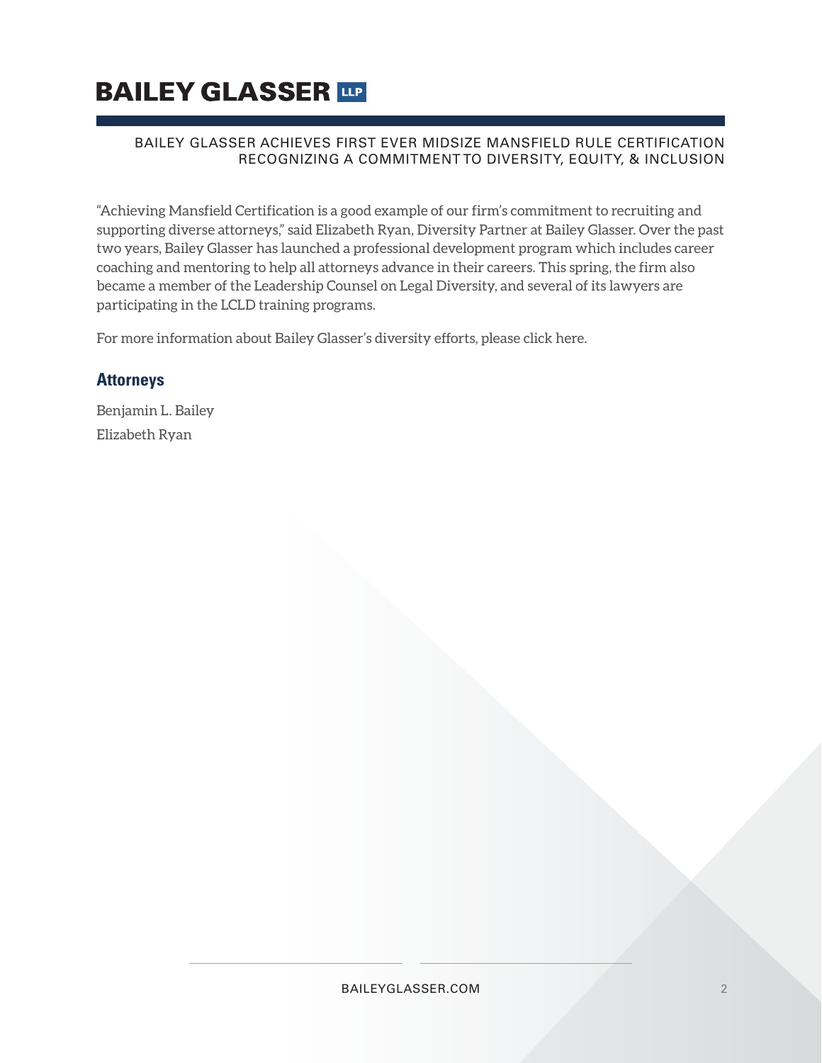"Achieving Mansfield Certification is a good example of our firm's commitment to recruiting and supporting diverse attorneys," said Elizabeth Ryan, Diversity Partner at Bailey Glasser. Over the past two years, Bailey Glasser has launched a professional development program which includes career coaching and mentoring to help all attorneys advance in their careers. This spring, the firm also became a member of the Leadership Counsel on Legal Diversity, and several of its lawyers are participating in the LCLD training programs.

For more information about Bailey Glasser's diversity efforts, please click here.

## Attorneys

Benjamin L. Bailey

Elizabeth Ryan